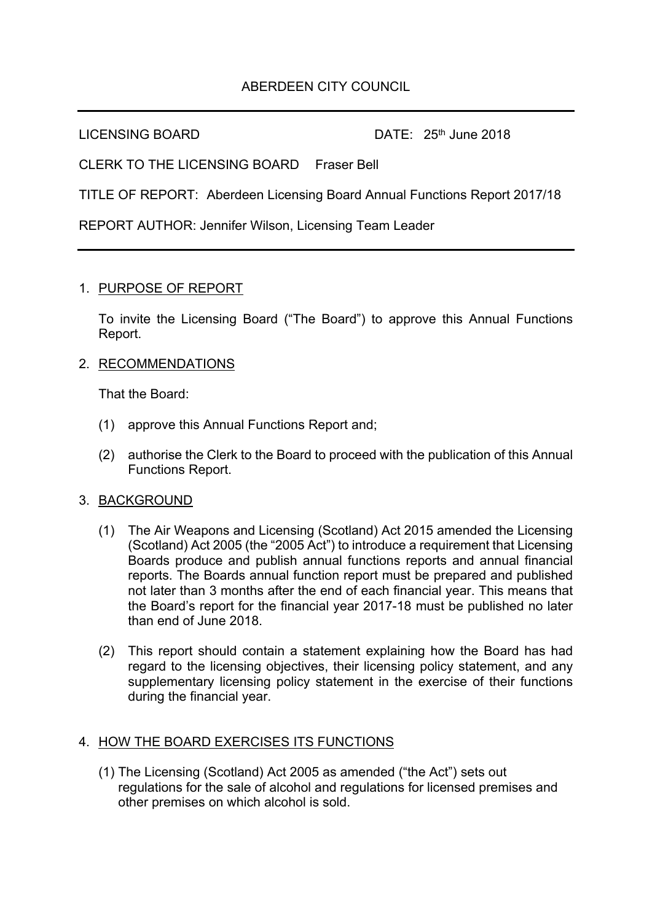ABERDEEN CITY COUNCIL

---

LICENSING BOARD DATE: 25th June 2018

CLERK TO THE LICENSING BOARD Fraser Bell

TITLE OF REPORT: Aberdeen Licensing Board Annual Functions Report 2017/18

REPORT AUTHOR: Jennifer Wilson, Licensing Team Leader

---

1. PURPOSE OF REPORT

   To invite the Licensing Board ("The Board") to approve this Annual Functions Report.

2. RECOMMENDATIONS

   That the Board:

   (1) approve this Annual Functions Report and;

   (2) authorise the Clerk to the Board to proceed with the publication of this Annual Functions Report.

3. BACKGROUND

   (1) The Air Weapons and Licensing (Scotland) Act 2015 amended the Licensing (Scotland) Act 2005 (the "2005 Act") to introduce a requirement that Licensing Boards produce and publish annual functions reports and annual financial reports. The Boards annual function report must be prepared and published not later than 3 months after the end of each financial year. This means that the Board's report for the financial year 2017-18 must be published no later than end of June 2018.

   (2) This report should contain a statement explaining how the Board has had regard to the licensing objectives, their licensing policy statement, and any supplementary licensing policy statement in the exercise of their functions during the financial year.

4. HOW THE BOARD EXERCISES ITS FUNCTIONS

   (1) The Licensing (Scotland) Act 2005 as amended ("the Act") sets out regulations for the sale of alcohol and regulations for licensed premises and other premises on which alcohol is sold.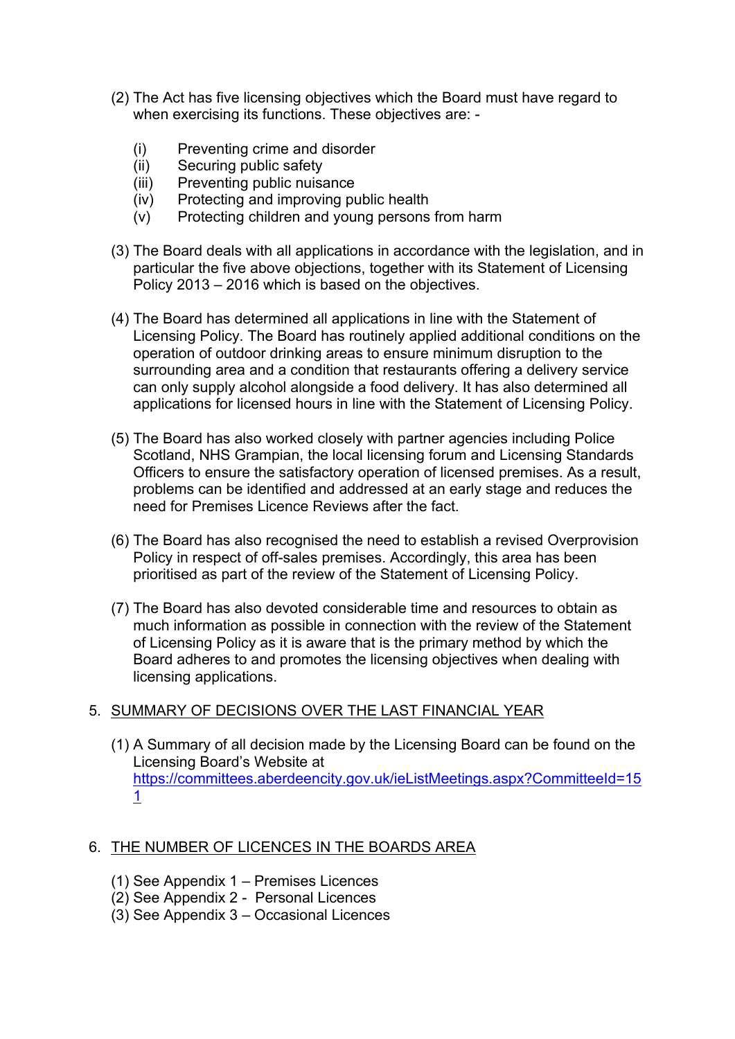(2) The Act has five licensing objectives which the Board must have regard to when exercising its functions. These objectives are: -

- (i) Preventing crime and disorder
- (ii) Securing public safety
- (iii) Preventing public nuisance
- (iv) Protecting and improving public health
- (v) Protecting children and young persons from harm

(3) The Board deals with all applications in accordance with the legislation, and in particular the five above objections, together with its Statement of Licensing Policy 2013 – 2016 which is based on the objectives.

(4) The Board has determined all applications in line with the Statement of Licensing Policy. The Board has routinely applied additional conditions on the operation of outdoor drinking areas to ensure minimum disruption to the surrounding area and a condition that restaurants offering a delivery service can only supply alcohol alongside a food delivery. It has also determined all applications for licensed hours in line with the Statement of Licensing Policy.

(5) The Board has also worked closely with partner agencies including Police Scotland, NHS Grampian, the local licensing forum and Licensing Standards Officers to ensure the satisfactory operation of licensed premises. As a result, problems can be identified and addressed at an early stage and reduces the need for Premises Licence Reviews after the fact.

(6) The Board has also recognised the need to establish a revised Overprovision Policy in respect of off-sales premises. Accordingly, this area has been prioritised as part of the review of the Statement of Licensing Policy.

(7) The Board has also devoted considerable time and resources to obtain as much information as possible in connection with the review of the Statement of Licensing Policy as it is aware that is the primary method by which the Board adheres to and promotes the licensing objectives when dealing with licensing applications.

## 5. SUMMARY OF DECISIONS OVER THE LAST FINANCIAL YEAR

(1) A Summary of all decision made by the Licensing Board can be found on the Licensing Board's Website at https://committees.aberdeencity.gov.uk/ieListMeetings.aspx?CommitteeId=151

## 6. THE NUMBER OF LICENCES IN THE BOARDS AREA

(1) See Appendix 1 – Premises Licences
(2) See Appendix 2 - Personal Licences
(3) See Appendix 3 – Occasional Licences